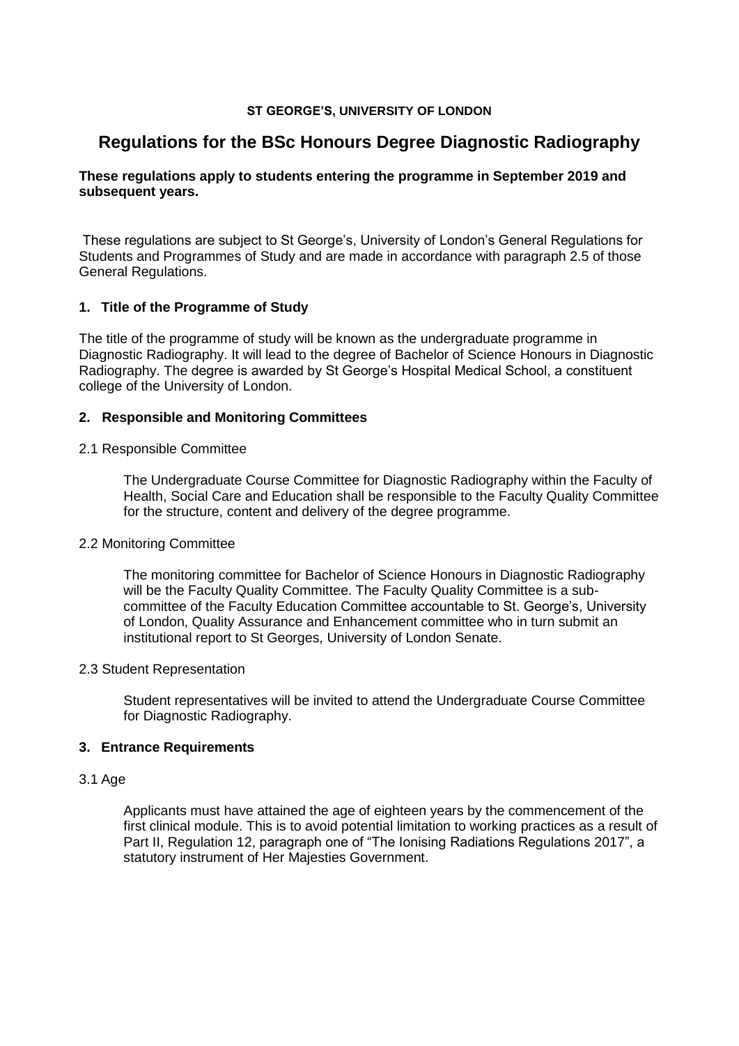**ST GEORGE'S, UNIVERSITY OF LONDON**

# Regulations for the BSc Honours Degree Diagnostic Radiography

**These regulations apply to students entering the programme in September 2019 and subsequent years.**

These regulations are subject to St George's, University of London's General Regulations for Students and Programmes of Study and are made in accordance with paragraph 2.5 of those General Regulations.

## 1. Title of the Programme of Study

The title of the programme of study will be known as the undergraduate programme in Diagnostic Radiography. It will lead to the degree of Bachelor of Science Honours in Diagnostic Radiography. The degree is awarded by St George's Hospital Medical School, a constituent college of the University of London.

## 2. Responsible and Monitoring Committees

2.1 Responsible Committee

The Undergraduate Course Committee for Diagnostic Radiography within the Faculty of Health, Social Care and Education shall be responsible to the Faculty Quality Committee for the structure, content and delivery of the degree programme.

2.2 Monitoring Committee

The monitoring committee for Bachelor of Science Honours in Diagnostic Radiography will be the Faculty Quality Committee. The Faculty Quality Committee is a sub-committee of the Faculty Education Committee accountable to St. George's, University of London, Quality Assurance and Enhancement committee who in turn submit an institutional report to St Georges, University of London Senate.

2.3 Student Representation

Student representatives will be invited to attend the Undergraduate Course Committee for Diagnostic Radiography.

## 3. Entrance Requirements

3.1 Age

Applicants must have attained the age of eighteen years by the commencement of the first clinical module. This is to avoid potential limitation to working practices as a result of Part II, Regulation 12, paragraph one of "The Ionising Radiations Regulations 2017", a statutory instrument of Her Majesties Government.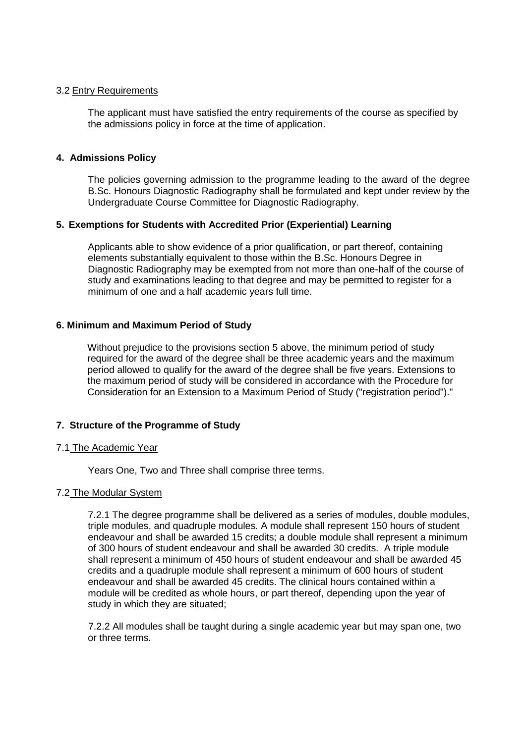3.2 Entry Requirements

The applicant must have satisfied the entry requirements of the course as specified by the admissions policy in force at the time of application.

## 4. Admissions Policy

The policies governing admission to the programme leading to the award of the degree B.Sc. Honours Diagnostic Radiography shall be formulated and kept under review by the Undergraduate Course Committee for Diagnostic Radiography.

## 5. Exemptions for Students with Accredited Prior (Experiential) Learning

Applicants able to show evidence of a prior qualification, or part thereof, containing elements substantially equivalent to those within the B.Sc. Honours Degree in Diagnostic Radiography may be exempted from not more than one-half of the course of study and examinations leading to that degree and may be permitted to register for a minimum of one and a half academic years full time.

## 6. Minimum and Maximum Period of Study

Without prejudice to the provisions section 5 above, the minimum period of study required for the award of the degree shall be three academic years and the maximum period allowed to qualify for the award of the degree shall be five years. Extensions to the maximum period of study will be considered in accordance with the Procedure for Consideration for an Extension to a Maximum Period of Study ("registration period")."

## 7. Structure of the Programme of Study

7.1 The Academic Year

Years One, Two and Three shall comprise three terms.

7.2 The Modular System

7.2.1 The degree programme shall be delivered as a series of modules, double modules, triple modules, and quadruple modules. A module shall represent 150 hours of student endeavour and shall be awarded 15 credits; a double module shall represent a minimum of 300 hours of student endeavour and shall be awarded 30 credits. A triple module shall represent a minimum of 450 hours of student endeavour and shall be awarded 45 credits and a quadruple module shall represent a minimum of 600 hours of student endeavour and shall be awarded 45 credits. The clinical hours contained within a module will be credited as whole hours, or part thereof, depending upon the year of study in which they are situated;

7.2.2 All modules shall be taught during a single academic year but may span one, two or three terms.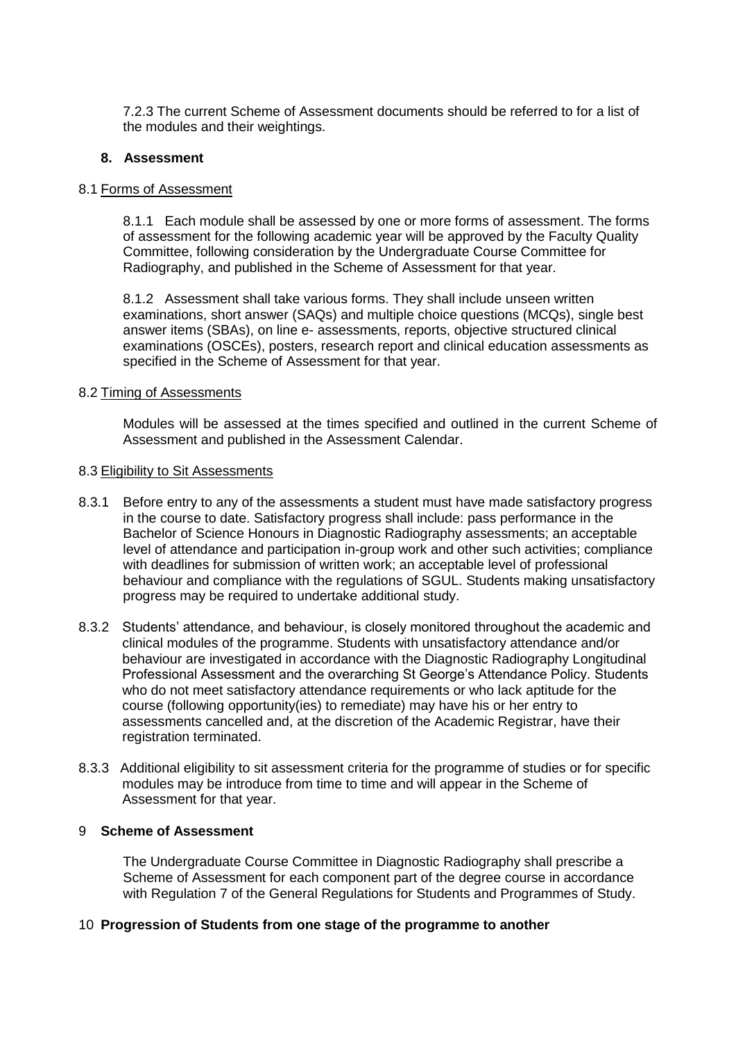7.2.3 The current Scheme of Assessment documents should be referred to for a list of the modules and their weightings.

## 8. Assessment

### 8.1 Forms of Assessment

8.1.1 Each module shall be assessed by one or more forms of assessment. The forms of assessment for the following academic year will be approved by the Faculty Quality Committee, following consideration by the Undergraduate Course Committee for Radiography, and published in the Scheme of Assessment for that year.

8.1.2 Assessment shall take various forms. They shall include unseen written examinations, short answer (SAQs) and multiple choice questions (MCQs), single best answer items (SBAs), on line e- assessments, reports, objective structured clinical examinations (OSCEs), posters, research report and clinical education assessments as specified in the Scheme of Assessment for that year.

### 8.2 Timing of Assessments

Modules will be assessed at the times specified and outlined in the current Scheme of Assessment and published in the Assessment Calendar.

### 8.3 Eligibility to Sit Assessments

8.3.1 Before entry to any of the assessments a student must have made satisfactory progress in the course to date. Satisfactory progress shall include: pass performance in the Bachelor of Science Honours in Diagnostic Radiography assessments; an acceptable level of attendance and participation in-group work and other such activities; compliance with deadlines for submission of written work; an acceptable level of professional behaviour and compliance with the regulations of SGUL. Students making unsatisfactory progress may be required to undertake additional study.

8.3.2 Students' attendance, and behaviour, is closely monitored throughout the academic and clinical modules of the programme. Students with unsatisfactory attendance and/or behaviour are investigated in accordance with the Diagnostic Radiography Longitudinal Professional Assessment and the overarching St George's Attendance Policy. Students who do not meet satisfactory attendance requirements or who lack aptitude for the course (following opportunity(ies) to remediate) may have his or her entry to assessments cancelled and, at the discretion of the Academic Registrar, have their registration terminated.

8.3.3 Additional eligibility to sit assessment criteria for the programme of studies or for specific modules may be introduce from time to time and will appear in the Scheme of Assessment for that year.

## 9 Scheme of Assessment

The Undergraduate Course Committee in Diagnostic Radiography shall prescribe a Scheme of Assessment for each component part of the degree course in accordance with Regulation 7 of the General Regulations for Students and Programmes of Study.

## 10 Progression of Students from one stage of the programme to another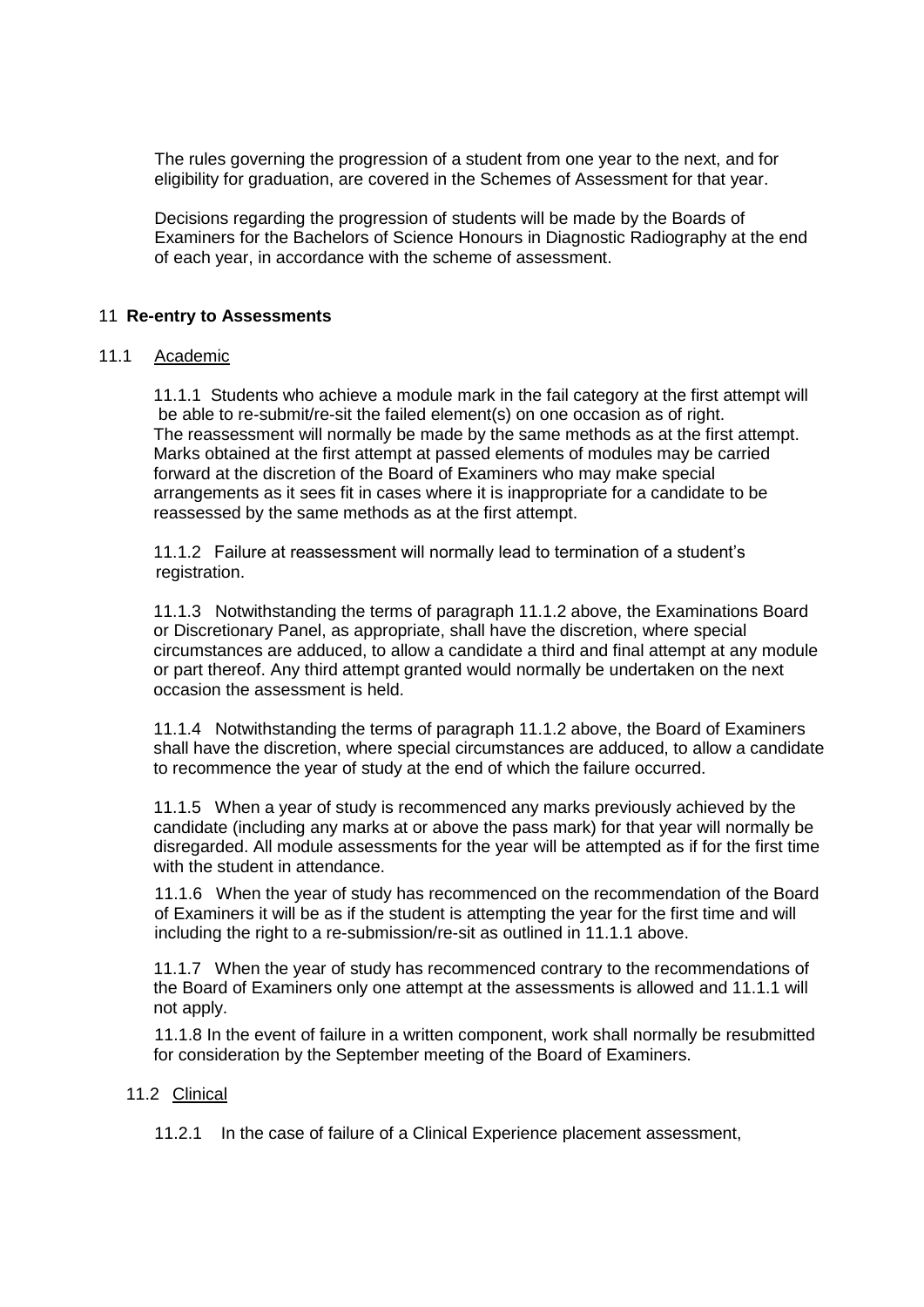The rules governing the progression of a student from one year to the next, and for eligibility for graduation, are covered in the Schemes of Assessment for that year.

Decisions regarding the progression of students will be made by the Boards of Examiners for the Bachelors of Science Honours in Diagnostic Radiography at the end of each year, in accordance with the scheme of assessment.

## 11 Re-entry to Assessments

### 11.1 Academic

11.1.1 Students who achieve a module mark in the fail category at the first attempt will be able to re-submit/re-sit the failed element(s) on one occasion as of right. The reassessment will normally be made by the same methods as at the first attempt. Marks obtained at the first attempt at passed elements of modules may be carried forward at the discretion of the Board of Examiners who may make special arrangements as it sees fit in cases where it is inappropriate for a candidate to be reassessed by the same methods as at the first attempt.

11.1.2 Failure at reassessment will normally lead to termination of a student's registration.

11.1.3 Notwithstanding the terms of paragraph 11.1.2 above, the Examinations Board or Discretionary Panel, as appropriate, shall have the discretion, where special circumstances are adduced, to allow a candidate a third and final attempt at any module or part thereof. Any third attempt granted would normally be undertaken on the next occasion the assessment is held.

11.1.4 Notwithstanding the terms of paragraph 11.1.2 above, the Board of Examiners shall have the discretion, where special circumstances are adduced, to allow a candidate to recommence the year of study at the end of which the failure occurred.

11.1.5 When a year of study is recommenced any marks previously achieved by the candidate (including any marks at or above the pass mark) for that year will normally be disregarded. All module assessments for the year will be attempted as if for the first time with the student in attendance.

11.1.6 When the year of study has recommenced on the recommendation of the Board of Examiners it will be as if the student is attempting the year for the first time and will including the right to a re-submission/re-sit as outlined in 11.1.1 above.

11.1.7 When the year of study has recommenced contrary to the recommendations of the Board of Examiners only one attempt at the assessments is allowed and 11.1.1 will not apply.

11.1.8 In the event of failure in a written component, work shall normally be resubmitted for consideration by the September meeting of the Board of Examiners.

### 11.2 Clinical

11.2.1 In the case of failure of a Clinical Experience placement assessment,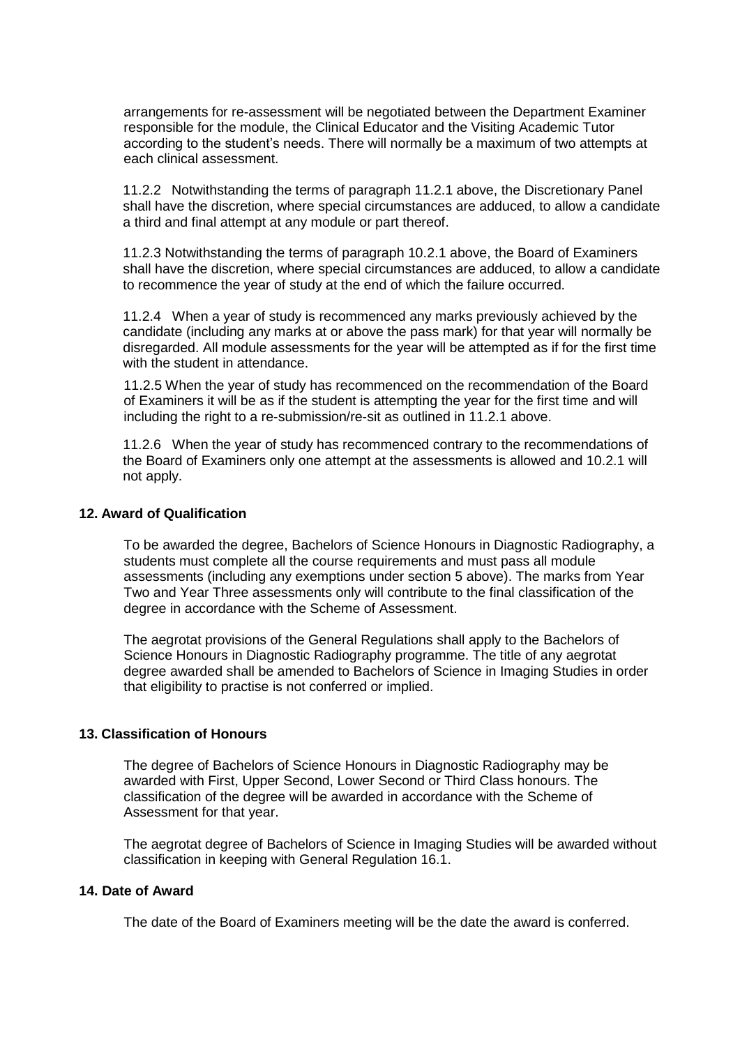arrangements for re-assessment will be negotiated between the Department Examiner responsible for the module, the Clinical Educator and the Visiting Academic Tutor according to the student's needs. There will normally be a maximum of two attempts at each clinical assessment.

11.2.2 Notwithstanding the terms of paragraph 11.2.1 above, the Discretionary Panel shall have the discretion, where special circumstances are adduced, to allow a candidate a third and final attempt at any module or part thereof.

11.2.3 Notwithstanding the terms of paragraph 10.2.1 above, the Board of Examiners shall have the discretion, where special circumstances are adduced, to allow a candidate to recommence the year of study at the end of which the failure occurred.

11.2.4 When a year of study is recommenced any marks previously achieved by the candidate (including any marks at or above the pass mark) for that year will normally be disregarded. All module assessments for the year will be attempted as if for the first time with the student in attendance.

11.2.5 When the year of study has recommenced on the recommendation of the Board of Examiners it will be as if the student is attempting the year for the first time and will including the right to a re-submission/re-sit as outlined in 11.2.1 above.

11.2.6 When the year of study has recommenced contrary to the recommendations of the Board of Examiners only one attempt at the assessments is allowed and 10.2.1 will not apply.

## 12. Award of Qualification

To be awarded the degree, Bachelors of Science Honours in Diagnostic Radiography, a students must complete all the course requirements and must pass all module assessments (including any exemptions under section 5 above). The marks from Year Two and Year Three assessments only will contribute to the final classification of the degree in accordance with the Scheme of Assessment.

The aegrotat provisions of the General Regulations shall apply to the Bachelors of Science Honours in Diagnostic Radiography programme. The title of any aegrotat degree awarded shall be amended to Bachelors of Science in Imaging Studies in order that eligibility to practise is not conferred or implied.

## 13. Classification of Honours

The degree of Bachelors of Science Honours in Diagnostic Radiography may be awarded with First, Upper Second, Lower Second or Third Class honours. The classification of the degree will be awarded in accordance with the Scheme of Assessment for that year.

The aegrotat degree of Bachelors of Science in Imaging Studies will be awarded without classification in keeping with General Regulation 16.1.

## 14. Date of Award

The date of the Board of Examiners meeting will be the date the award is conferred.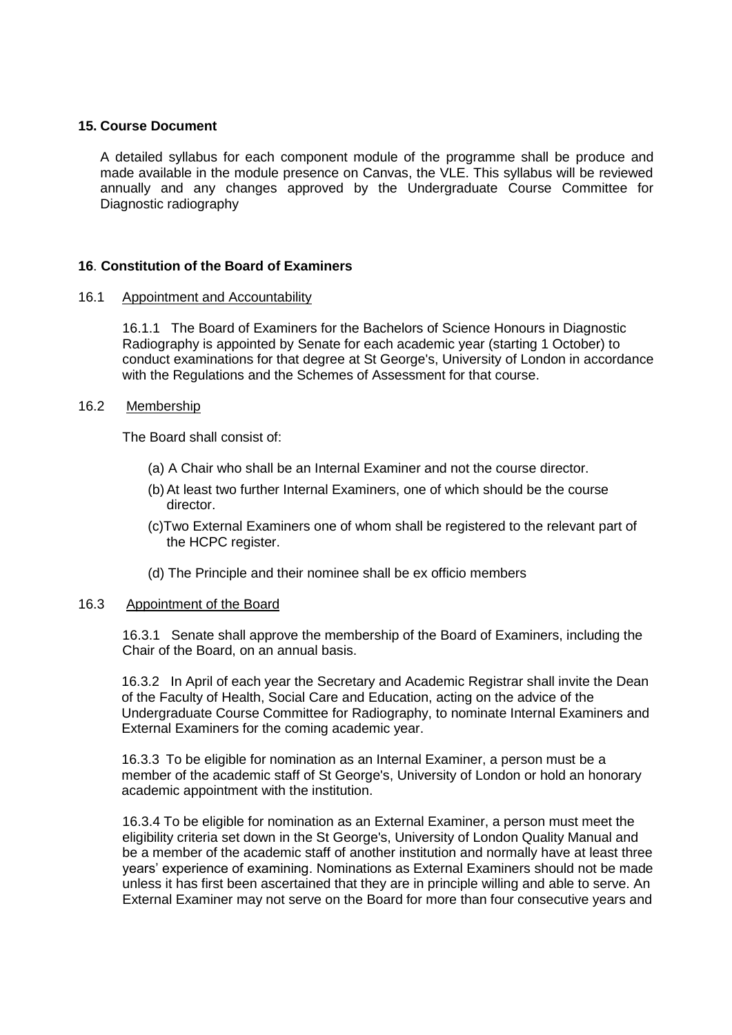**15. Course Document**

A detailed syllabus for each component module of the programme shall be produce and made available in the module presence on Canvas, the VLE. This syllabus will be reviewed annually and any changes approved by the Undergraduate Course Committee for Diagnostic radiography

**16. Constitution of the Board of Examiners**

16.1 Appointment and Accountability

16.1.1 The Board of Examiners for the Bachelors of Science Honours in Diagnostic Radiography is appointed by Senate for each academic year (starting 1 October) to conduct examinations for that degree at St George's, University of London in accordance with the Regulations and the Schemes of Assessment for that course.

16.2 Membership

The Board shall consist of:

(a) A Chair who shall be an Internal Examiner and not the course director.

(b) At least two further Internal Examiners, one of which should be the course director.

(c) Two External Examiners one of whom shall be registered to the relevant part of the HCPC register.

(d) The Principle and their nominee shall be ex officio members

16.3 Appointment of the Board

16.3.1 Senate shall approve the membership of the Board of Examiners, including the Chair of the Board, on an annual basis.

16.3.2 In April of each year the Secretary and Academic Registrar shall invite the Dean of the Faculty of Health, Social Care and Education, acting on the advice of the Undergraduate Course Committee for Radiography, to nominate Internal Examiners and External Examiners for the coming academic year.

16.3.3 To be eligible for nomination as an Internal Examiner, a person must be a member of the academic staff of St George's, University of London or hold an honorary academic appointment with the institution.

16.3.4 To be eligible for nomination as an External Examiner, a person must meet the eligibility criteria set down in the St George's, University of London Quality Manual and be a member of the academic staff of another institution and normally have at least three years' experience of examining. Nominations as External Examiners should not be made unless it has first been ascertained that they are in principle willing and able to serve. An External Examiner may not serve on the Board for more than four consecutive years and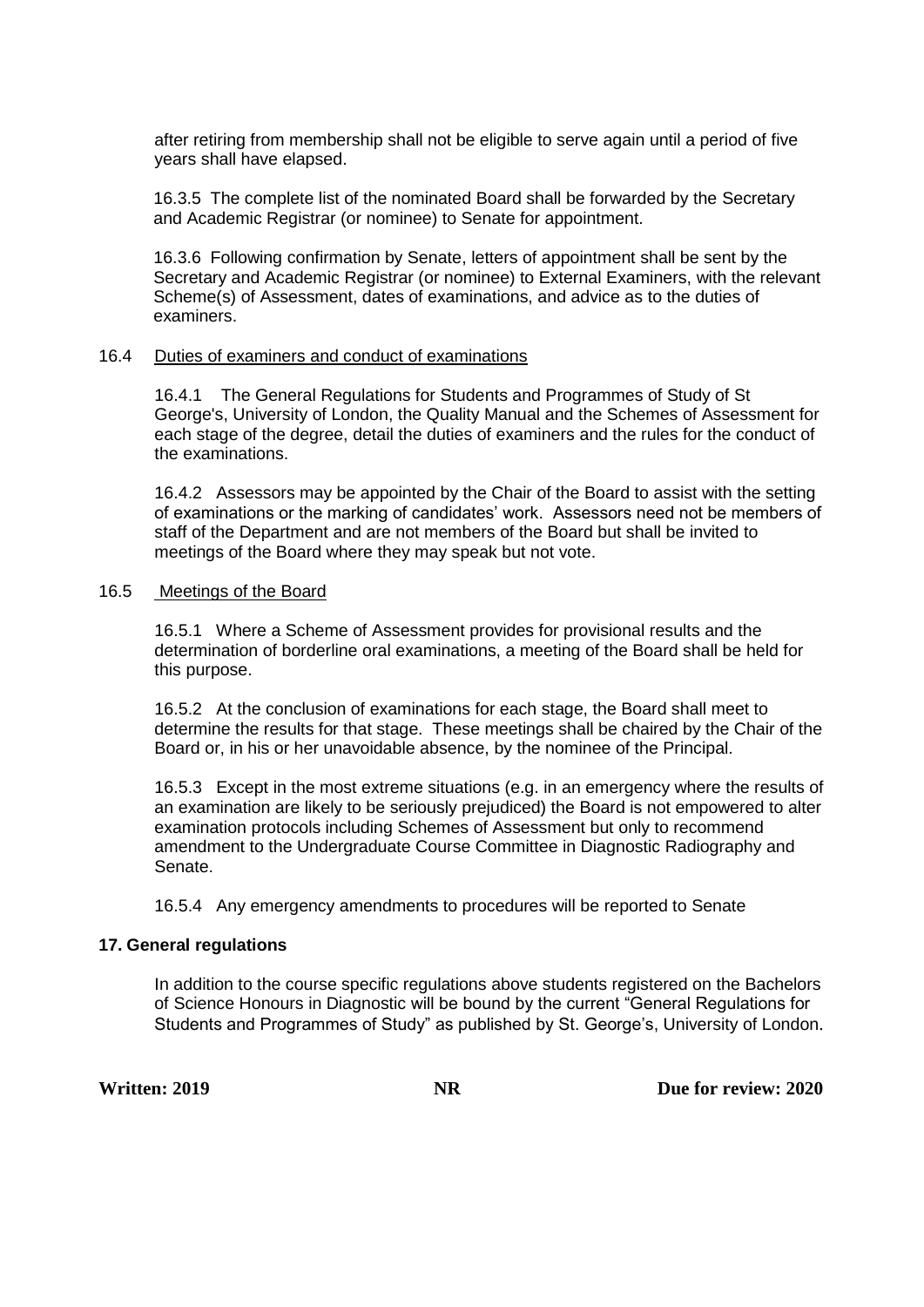after retiring from membership shall not be eligible to serve again until a period of five years shall have elapsed.

16.3.5 The complete list of the nominated Board shall be forwarded by the Secretary and Academic Registrar (or nominee) to Senate for appointment.

16.3.6 Following confirmation by Senate, letters of appointment shall be sent by the Secretary and Academic Registrar (or nominee) to External Examiners, with the relevant Scheme(s) of Assessment, dates of examinations, and advice as to the duties of examiners.

16.4 Duties of examiners and conduct of examinations

16.4.1 The General Regulations for Students and Programmes of Study of St George's, University of London, the Quality Manual and the Schemes of Assessment for each stage of the degree, detail the duties of examiners and the rules for the conduct of the examinations.

16.4.2 Assessors may be appointed by the Chair of the Board to assist with the setting of examinations or the marking of candidates' work. Assessors need not be members of staff of the Department and are not members of the Board but shall be invited to meetings of the Board where they may speak but not vote.

16.5 Meetings of the Board

16.5.1 Where a Scheme of Assessment provides for provisional results and the determination of borderline oral examinations, a meeting of the Board shall be held for this purpose.

16.5.2 At the conclusion of examinations for each stage, the Board shall meet to determine the results for that stage. These meetings shall be chaired by the Chair of the Board or, in his or her unavoidable absence, by the nominee of the Principal.

16.5.3 Except in the most extreme situations (e.g. in an emergency where the results of an examination are likely to be seriously prejudiced) the Board is not empowered to alter examination protocols including Schemes of Assessment but only to recommend amendment to the Undergraduate Course Committee in Diagnostic Radiography and Senate.

16.5.4 Any emergency amendments to procedures will be reported to Senate

**17. General regulations**

In addition to the course specific regulations above students registered on the Bachelors of Science Honours in Diagnostic will be bound by the current "General Regulations for Students and Programmes of Study" as published by St. George's, University of London.

**Written: 2019** **NR** **Due for review: 2020**